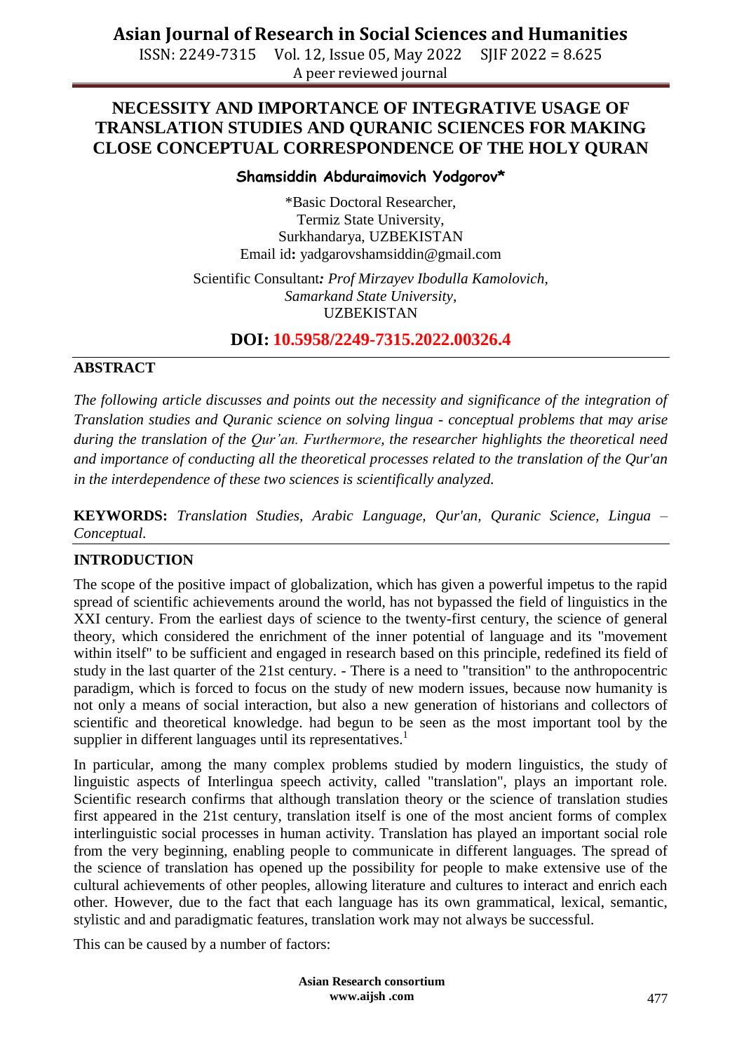# NECESSITY AND IMPORTANCE OF INTEGRATIVE USAGE OF TRANSLATION STUDIES AND QURANIC SCIENCES FOR MAKING CLOSE CONCEPTUAL CORRESPONDENCE OF THE HOLY QURAN

**Shamsiddin Abduraimovich Yodgorov***

*Basic Doctoral Researcher,
Termiz State University,
Surkhandarya, UZBEKISTAN
Email id**:** yadgarovshamsiddin@gmail.com

Scientific Consultant***:*** *Prof Mirzayev Ibodulla Kamolovich,*
*Samarkand State University,*
UZBEKISTAN

**DOI: 10.5958/2249-7315.2022.00326.4**

## ABSTRACT

*The following article discusses and points out the necessity and significance of the integration of Translation studies and Quranic science on solving lingua - conceptual problems that may arise during the translation of the Qur'an. Furthermore, the researcher highlights the theoretical need and importance of conducting all the theoretical processes related to the translation of the Qur'an in the interdependence of these two sciences is scientifically analyzed.*

**KEYWORDS:** *Translation Studies, Arabic Language, Qur'an, Quranic Science, Lingua – Conceptual.*

## INTRODUCTION

The scope of the positive impact of globalization, which has given a powerful impetus to the rapid spread of scientific achievements around the world, has not bypassed the field of linguistics in the XXI century. From the earliest days of science to the twenty-first century, the science of general theory, which considered the enrichment of the inner potential of language and its "movement within itself" to be sufficient and engaged in research based on this principle, redefined its field of study in the last quarter of the 21st century. - There is a need to "transition" to the anthropocentric paradigm, which is forced to focus on the study of new modern issues, because now humanity is not only a means of social interaction, but also a new generation of historians and collectors of scientific and theoretical knowledge. had begun to be seen as the most important tool by the supplier in different languages until its representatives.[1]

In particular, among the many complex problems studied by modern linguistics, the study of linguistic aspects of Interlingua speech activity, called "translation", plays an important role. Scientific research confirms that although translation theory or the science of translation studies first appeared in the 21st century, translation itself is one of the most ancient forms of complex interlinguistic social processes in human activity. Translation has played an important social role from the very beginning, enabling people to communicate in different languages. The spread of the science of translation has opened up the possibility for people to make extensive use of the cultural achievements of other peoples, allowing literature and cultures to interact and enrich each other. However, due to the fact that each language has its own grammatical, lexical, semantic, stylistic and and paradigmatic features, translation work may not always be successful.

This can be caused by a number of factors: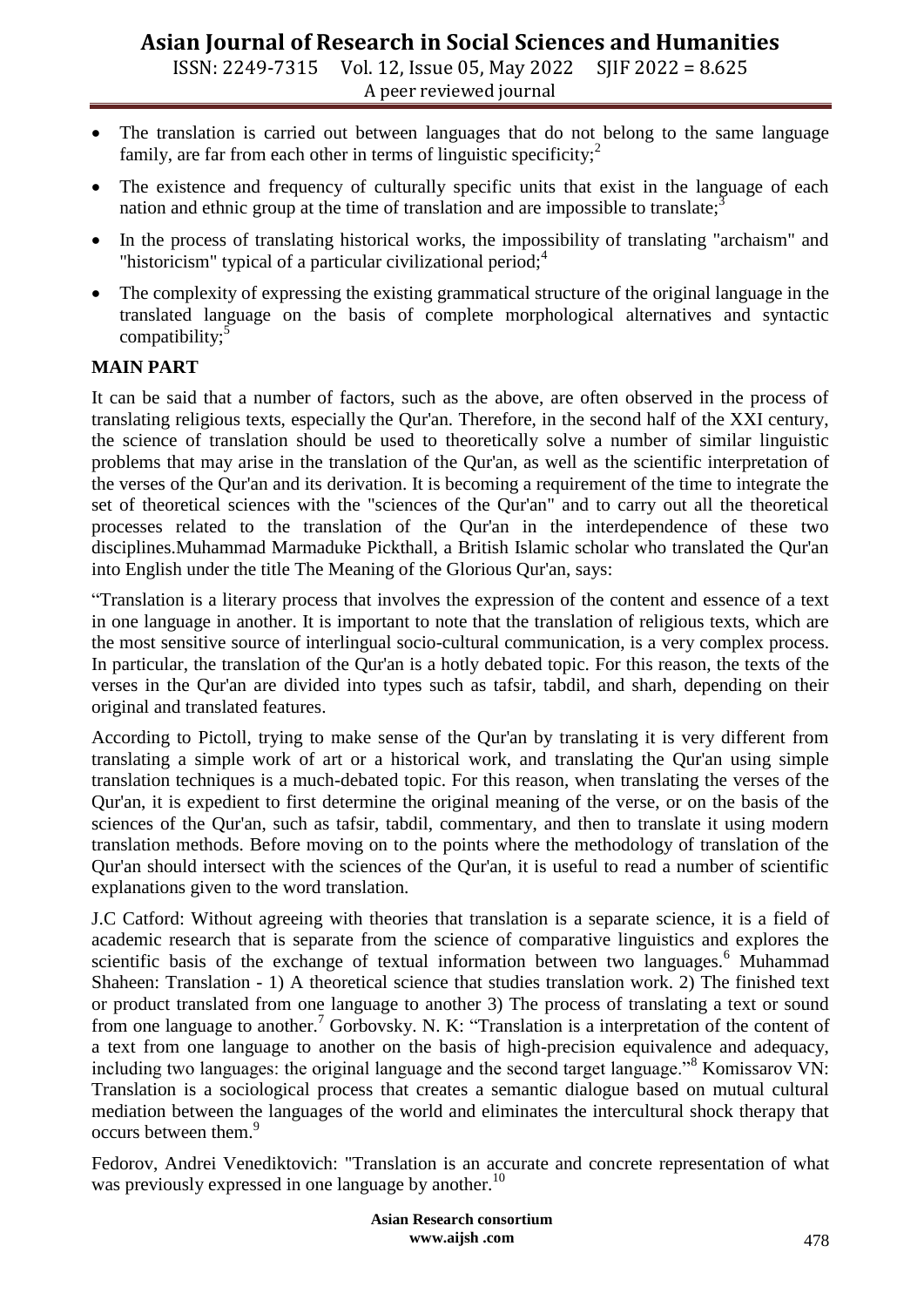- The translation is carried out between languages that do not belong to the same language family, are far from each other in terms of linguistic specificity;[2]
- The existence and frequency of culturally specific units that exist in the language of each nation and ethnic group at the time of translation and are impossible to translate;[3]
- In the process of translating historical works, the impossibility of translating "archaism" and "historicism" typical of a particular civilizational period;[4]
- The complexity of expressing the existing grammatical structure of the original language in the translated language on the basis of complete morphological alternatives and syntactic compatibility;[5]

## MAIN PART

It can be said that a number of factors, such as the above, are often observed in the process of translating religious texts, especially the Qur'an. Therefore, in the second half of the XXI century, the science of translation should be used to theoretically solve a number of similar linguistic problems that may arise in the translation of the Qur'an, as well as the scientific interpretation of the verses of the Qur'an and its derivation. It is becoming a requirement of the time to integrate the set of theoretical sciences with the "sciences of the Qur'an" and to carry out all the theoretical processes related to the translation of the Qur'an in the interdependence of these two disciplines.Muhammad Marmaduke Pickthall, a British Islamic scholar who translated the Qur'an into English under the title The Meaning of the Glorious Qur'an, says:

"Translation is a literary process that involves the expression of the content and essence of a text in one language in another. It is important to note that the translation of religious texts, which are the most sensitive source of interlingual socio-cultural communication, is a very complex process. In particular, the translation of the Qur'an is a hotly debated topic. For this reason, the texts of the verses in the Qur'an are divided into types such as tafsir, tabdil, and sharh, depending on their original and translated features.

According to Pictoll, trying to make sense of the Qur'an by translating it is very different from translating a simple work of art or a historical work, and translating the Qur'an using simple translation techniques is a much-debated topic. For this reason, when translating the verses of the Qur'an, it is expedient to first determine the original meaning of the verse, or on the basis of the sciences of the Qur'an, such as tafsir, tabdil, commentary, and then to translate it using modern translation methods. Before moving on to the points where the methodology of translation of the Qur'an should intersect with the sciences of the Qur'an, it is useful to read a number of scientific explanations given to the word translation.

J.C Catford: Without agreeing with theories that translation is a separate science, it is a field of academic research that is separate from the science of comparative linguistics and explores the scientific basis of the exchange of textual information between two languages.[6] Muhammad Shaheen: Translation - 1) A theoretical science that studies translation work. 2) The finished text or product translated from one language to another 3) The process of translating a text or sound from one language to another.[7] Gorbovsky. N. K: "Translation is a interpretation of the content of a text from one language to another on the basis of high-precision equivalence and adequacy, including two languages: the original language and the second target language."[8] Komissarov VN: Translation is a sociological process that creates a semantic dialogue based on mutual cultural mediation between the languages of the world and eliminates the intercultural shock therapy that occurs between them.[9]

Fedorov, Andrei Venediktovich: "Translation is an accurate and concrete representation of what was previously expressed in one language by another.[10]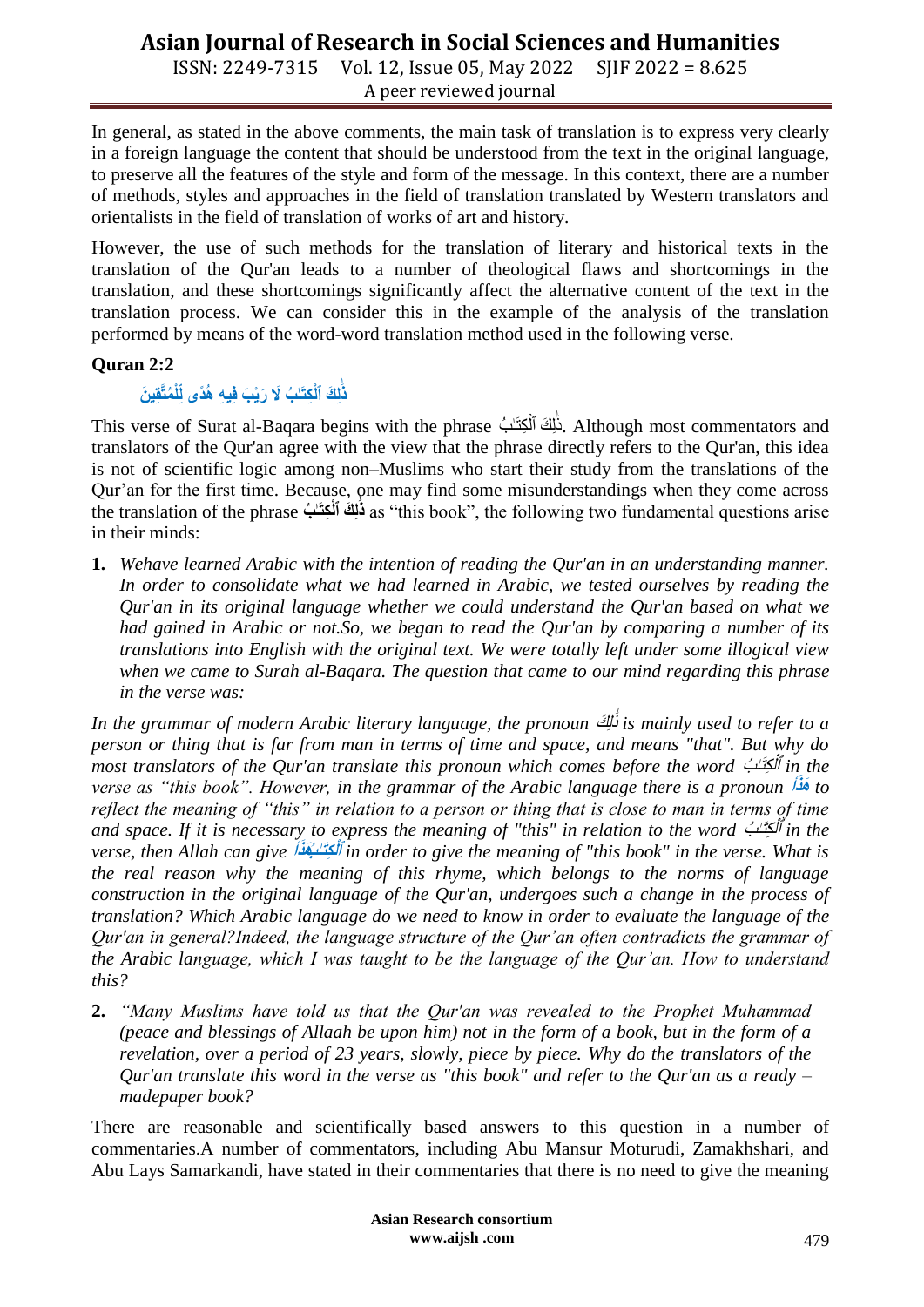In general, as stated in the above comments, the main task of translation is to express very clearly in a foreign language the content that should be understood from the text in the original language, to preserve all the features of the style and form of the message. In this context, there are a number of methods, styles and approaches in the field of translation translated by Western translators and orientalists in the field of translation of works of art and history.

However, the use of such methods for the translation of literary and historical texts in the translation of the Qur'an leads to a number of theological flaws and shortcomings in the translation, and these shortcomings significantly affect the alternative content of the text in the translation process. We can consider this in the example of the analysis of the translation performed by means of the word-word translation method used in the following verse.

**Quran 2:2**

**ذَٰلِكَ ٱلْكِتَٰبُ لَا رَيْبَ فِيهِ هُدًى لِّلْمُتَّقِينَ**

This verse of Surat al-Baqara begins with the phrase ذَٰلِكَ ٱلْكِتَٰبُ. Although most commentators and translators of the Qur'an agree with the view that the phrase directly refers to the Qur'an, this idea is not of scientific logic among non–Muslims who start their study from the translations of the Qur'an for the first time. Because, one may find some misunderstandings when they come across the translation of the phrase **ذَٰلِكَ ٱلْكِتَٰبُ** as "this book", the following two fundamental questions arise in their minds:

1. *Wehave learned Arabic with the intention of reading the Qur'an in an understanding manner. In order to consolidate what we had learned in Arabic, we tested ourselves by reading the Qur'an in its original language whether we could understand the Qur'an based on what we had gained in Arabic or not.So, we began to read the Qur'an by comparing a number of its translations into English with the original text. We were totally left under some illogical view when we came to Surah al-Baqara. The question that came to our mind regarding this phrase in the verse was:*

*In the grammar of modern Arabic literary language, the pronoun* ذَٰلِكَ *is mainly used to refer to a person or thing that is far from man in terms of time and space, and means "that". But why do most translators of the Qur'an translate this pronoun which comes before the word* ٱلْكِتَٰبُ *in the verse as "this book". However, in the grammar of the Arabic language there is a pronoun* **هَذَا** *to reflect the meaning of "this" in relation to a person or thing that is close to man in terms of time and space. If it is necessary to express the meaning of "this" in relation to the word* ٱلْكِتَٰبُ *in the verse, then Allah can give* **ٱلْكِتَٰبُهَٰذَا** *in order to give the meaning of "this book" in the verse. What is the real reason why the meaning of this rhyme, which belongs to the norms of language construction in the original language of the Qur'an, undergoes such a change in the process of translation? Which Arabic language do we need to know in order to evaluate the language of the Qur'an in general?Indeed, the language structure of the Qur'an often contradicts the grammar of the Arabic language, which I was taught to be the language of the Qur'an. How to understand this?*

2. *"Many Muslims have told us that the Qur'an was revealed to the Prophet Muhammad (peace and blessings of Allaah be upon him) not in the form of a book, but in the form of a revelation, over a period of 23 years, slowly, piece by piece. Why do the translators of the Qur'an translate this word in the verse as "this book" and refer to the Qur'an as a ready – madepaper book?*

There are reasonable and scientifically based answers to this question in a number of commentaries.A number of commentators, including Abu Mansur Moturudi, Zamakhshari, and Abu Lays Samarkandi, have stated in their commentaries that there is no need to give the meaning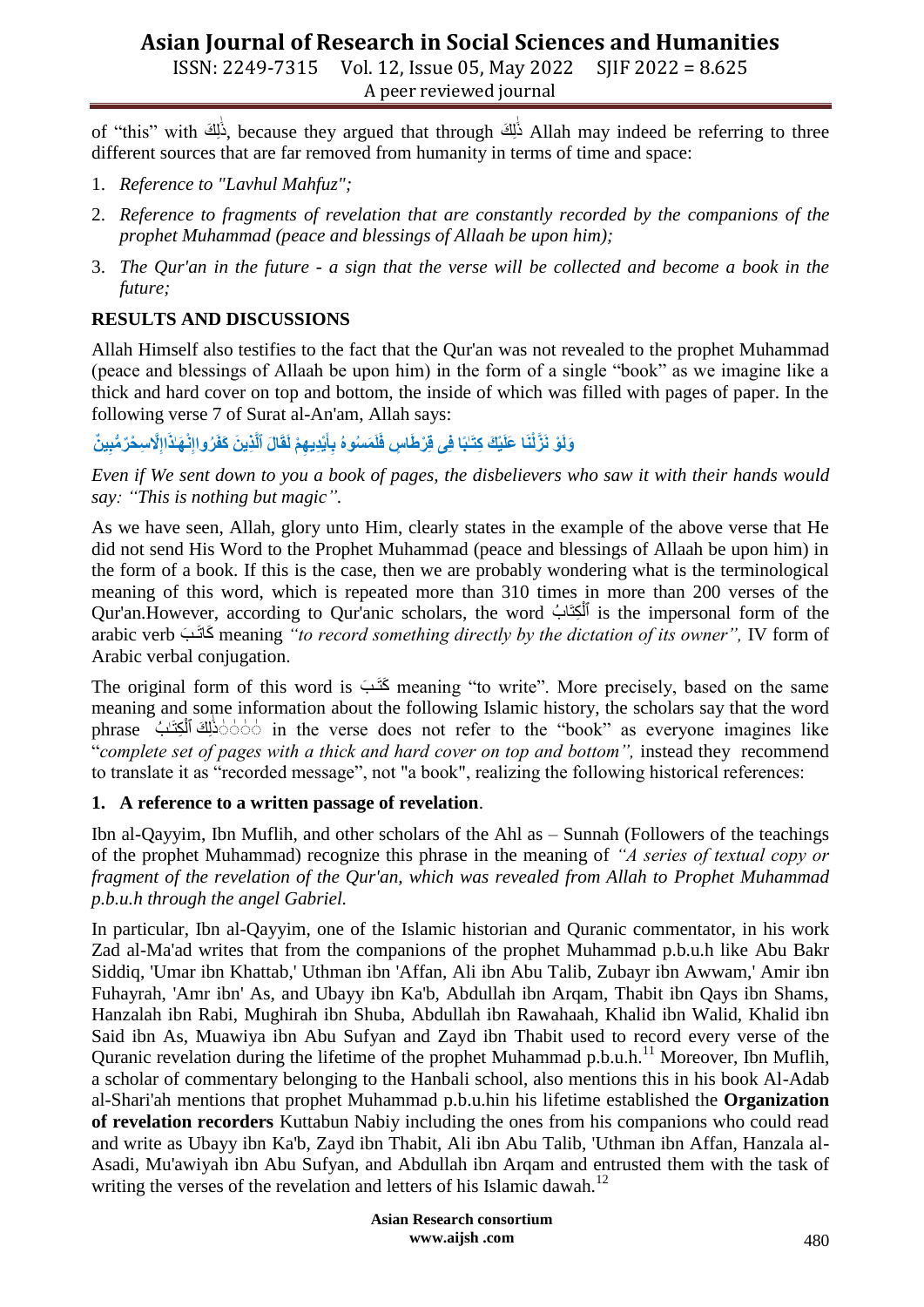of "this" with ذَٰلِكَ, because they argued that through ذَٰلِكَ Allah may indeed be referring to three different sources that are far removed from humanity in terms of time and space:

1. *Reference to "Lavhul Mahfuz";*
2. *Reference to fragments of revelation that are constantly recorded by the companions of the prophet Muhammad (peace and blessings of Allaah be upon him);*
3. *The Qur'an in the future - a sign that the verse will be collected and become a book in the future;*

## RESULTS AND DISCUSSIONS

Allah Himself also testifies to the fact that the Qur'an was not revealed to the prophet Muhammad (peace and blessings of Allaah be upon him) in the form of a single "book" as we imagine like a thick and hard cover on top and bottom, the inside of which was filled with pages of paper. In the following verse 7 of Surat al-An'am, Allah says:

**وَلَوْ نَزَّلْنَا عَلَيْكَ كِتَٰبًا فِى قِرْطَاسٍ فَلَمَسُوهُ بِأَيْدِيهِمْ لَقَالَ ٱلَّذِينَ كَفَرُوٓاإِنْهَٰذَآإِلَّاسِحْرٌمُّبِينٌ**

*Even if We sent down to you a book of pages, the disbelievers who saw it with their hands would say: "This is nothing but magic".*

As we have seen, Allah, glory unto Him, clearly states in the example of the above verse that He did not send His Word to the Prophet Muhammad (peace and blessings of Allaah be upon him) in the form of a book. If this is the case, then we are probably wondering what is the terminological meaning of this word, which is repeated more than 310 times in more than 200 verses of the Qur'an.However, according to Qur'anic scholars, the word ٱلْكِتَٰبُ is the impersonal form of the arabic verb كَاتَبَ meaning *"to record something directly by the dictation of its owner",* IV form of Arabic verbal conjugation.

The original form of this word is كَتَبَ meaning "to write". More precisely, based on the same meaning and some information about the following Islamic history, the scholars say that the word phrase ذَٰلِكَ ٱلْكِتَٰبُ in the verse does not refer to the "book" as everyone imagines like "*complete set of pages with a thick and hard cover on top and bottom",* instead they recommend to translate it as "recorded message", not "a book", realizing the following historical references:

**1. A reference to a written passage of revelation**.

Ibn al-Qayyim, Ibn Muflih, and other scholars of the Ahl as – Sunnah (Followers of the teachings of the prophet Muhammad) recognize this phrase in the meaning of *"A series of textual copy or fragment of the revelation of the Qur'an, which was revealed from Allah to Prophet Muhammad p.b.u.h through the angel Gabriel.*

In particular, Ibn al-Qayyim, one of the Islamic historian and Quranic commentator, in his work Zad al-Ma'ad writes that from the companions of the prophet Muhammad p.b.u.h like Abu Bakr Siddiq, 'Umar ibn Khattab,' Uthman ibn 'Affan, Ali ibn Abu Talib, Zubayr ibn Awwam,' Amir ibn Fuhayrah, 'Amr ibn' As, and Ubayy ibn Ka'b, Abdullah ibn Arqam, Thabit ibn Qays ibn Shams, Hanzalah ibn Rabi, Mughirah ibn Shuba, Abdullah ibn Rawahaah, Khalid ibn Walid, Khalid ibn Said ibn As, Muawiya ibn Abu Sufyan and Zayd ibn Thabit used to record every verse of the Quranic revelation during the lifetime of the prophet Muhammad p.b.u.h.[11] Moreover, Ibn Muflih, a scholar of commentary belonging to the Hanbali school, also mentions this in his book Al-Adab al-Shari'ah mentions that prophet Muhammad p.b.u.hin his lifetime established the **Organization of revelation recorders** Kuttabun Nabiy including the ones from his companions who could read and write as Ubayy ibn Ka'b, Zayd ibn Thabit, Ali ibn Abu Talib, 'Uthman ibn Affan, Hanzala al-Asadi, Mu'awiyah ibn Abu Sufyan, and Abdullah ibn Arqam and entrusted them with the task of writing the verses of the revelation and letters of his Islamic dawah.[12]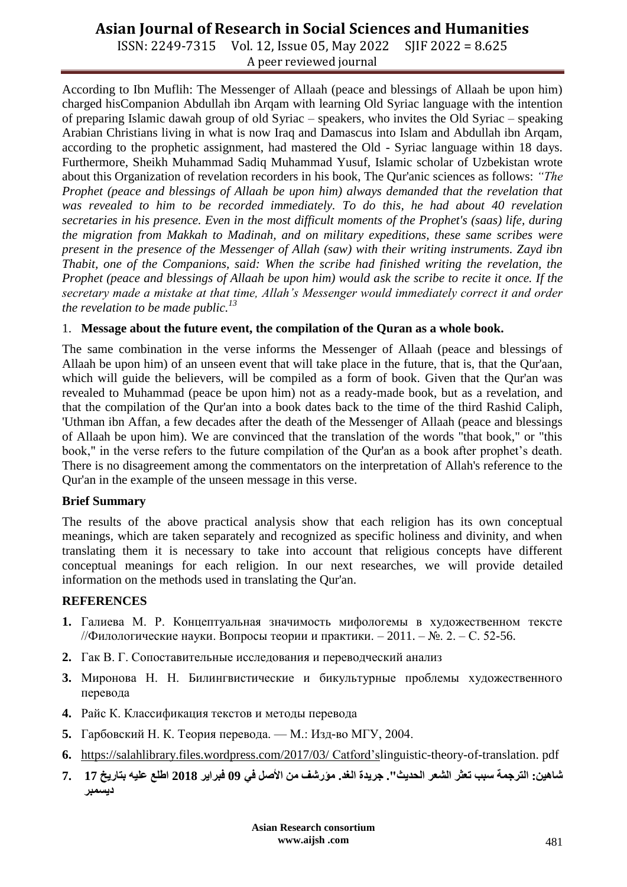According to Ibn Muflih: The Messenger of Allaah (peace and blessings of Allaah be upon him) charged hisCompanion Abdullah ibn Arqam with learning Old Syriac language with the intention of preparing Islamic dawah group of old Syriac – speakers, who invites the Old Syriac – speaking Arabian Christians living in what is now Iraq and Damascus into Islam and Abdullah ibn Arqam, according to the prophetic assignment, had mastered the Old - Syriac language within 18 days. Furthermore, Sheikh Muhammad Sadiq Muhammad Yusuf, Islamic scholar of Uzbekistan wrote about this Organization of revelation recorders in his book, The Qur'anic sciences as follows: *"The Prophet (peace and blessings of Allaah be upon him) always demanded that the revelation that was revealed to him to be recorded immediately. To do this, he had about 40 revelation secretaries in his presence. Even in the most difficult moments of the Prophet's (saas) life, during the migration from Makkah to Madinah, and on military expeditions, these same scribes were present in the presence of the Messenger of Allah (saw) with their writing instruments. Zayd ibn Thabit, one of the Companions, said: When the scribe had finished writing the revelation, the Prophet (peace and blessings of Allaah be upon him) would ask the scribe to recite it once. If the secretary made a mistake at that time, Allah's Messenger would immediately correct it and order the revelation to be made public.*[13]

1. **Message about the future event, the compilation of the Quran as a whole book.**

The same combination in the verse informs the Messenger of Allaah (peace and blessings of Allaah be upon him) of an unseen event that will take place in the future, that is, that the Qur'aan, which will guide the believers, will be compiled as a form of book. Given that the Qur'an was revealed to Muhammad (peace be upon him) not as a ready-made book, but as a revelation, and that the compilation of the Qur'an into a book dates back to the time of the third Rashid Caliph, 'Uthman ibn Affan, a few decades after the death of the Messenger of Allaah (peace and blessings of Allaah be upon him). We are convinced that the translation of the words "that book," or "this book," in the verse refers to the future compilation of the Qur'an as a book after prophet's death. There is no disagreement among the commentators on the interpretation of Allah's reference to the Qur'an in the example of the unseen message in this verse.

**Brief Summary**

The results of the above practical analysis show that each religion has its own conceptual meanings, which are taken separately and recognized as specific holiness and divinity, and when translating them it is necessary to take into account that religious concepts have different conceptual meanings for each religion. In our next researches, we will provide detailed information on the methods used in translating the Qur'an.

**REFERENCES**

1. Галиева М. Р. Концептуальная значимость мифологемы в художественном тексте //Филологические науки. Вопросы теории и практики. – 2011. – №. 2. – С. 52-56.
2. Гак В. Г. Сопоставительные исследования и переводческий анализ
3. Миронова Н. Н. Билингвистические и бикультурные проблемы художественного перевода
4. Райс К. Классификация текстов и методы перевода
5. Гарбовский Н. К. Теория перевода. — М.: Изд-во МГУ, 2004.
6. https://salahlibrary.files.wordpress.com/2017/03/ Catford'slinguistic-theory-of-translation. pdf
7. شاهين: الترجمة سبب تعثر الشعر الحديث". جريدة الغد. مؤرشف من الأصل في 09 فبراير 2018 اطلع عليه بتاريخ 17 ديسمبر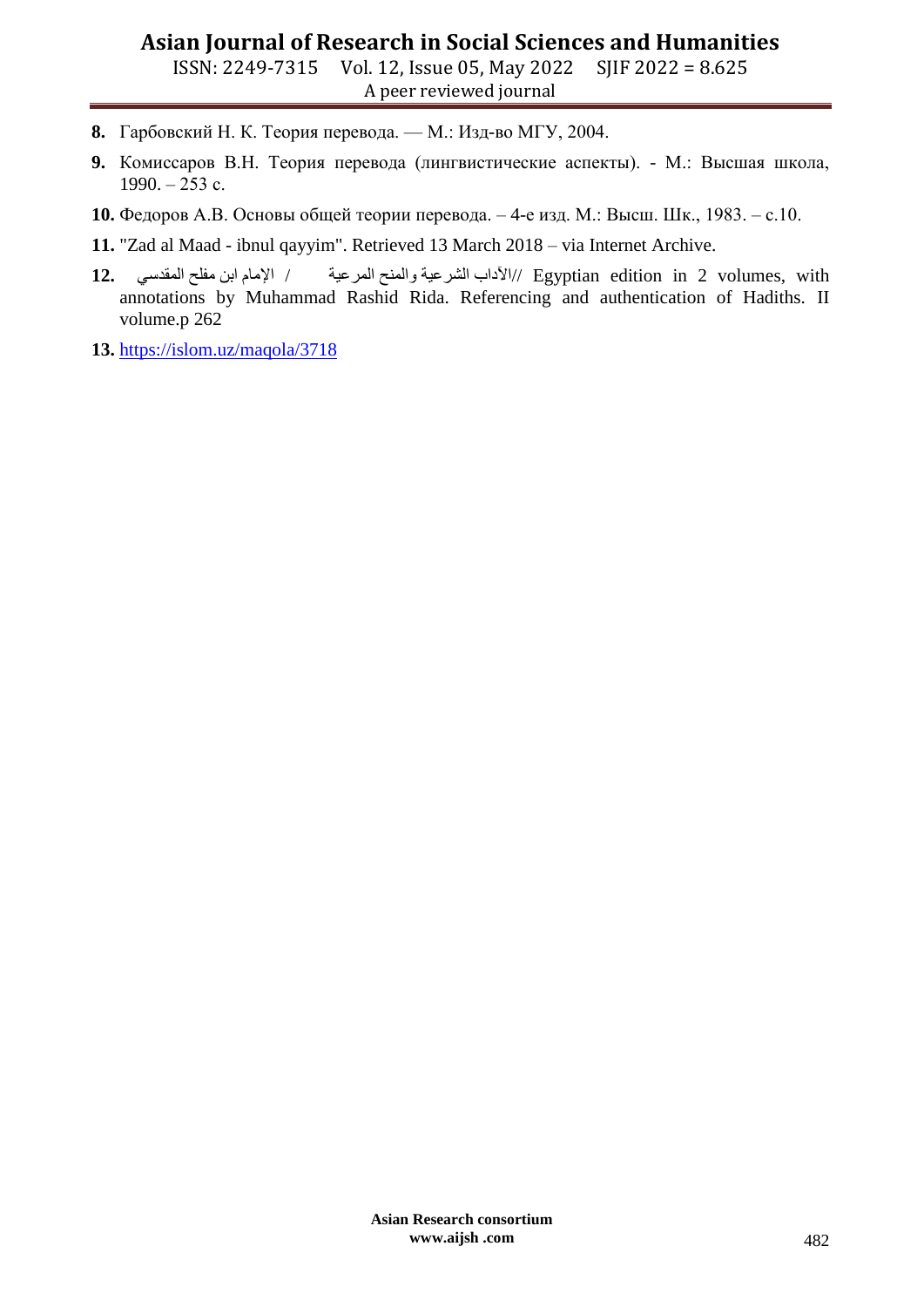8. Гарбовский Н. К. Теория перевода. — М.: Изд-во МГУ, 2004.
9. Комиссаров В.Н. Теория перевода (лингвистические аспекты). - М.: Высшая школа, 1990. – 253 с.
10. Федоров А.В. Основы общей теории перевода. – 4-е изд. М.: Высш. Шк., 1983. – с.10.
11. "Zad al Maad - ibnul qayyim". Retrieved 13 March 2018 – via Internet Archive.
12. الإمام ابن مفلح المقدسي / الآداب الشرعية والمنح المرعية// Egyptian edition in 2 volumes, with annotations by Muhammad Rashid Rida. Referencing and authentication of Hadiths. II volume.p 262
13. https://islom.uz/maqola/3718